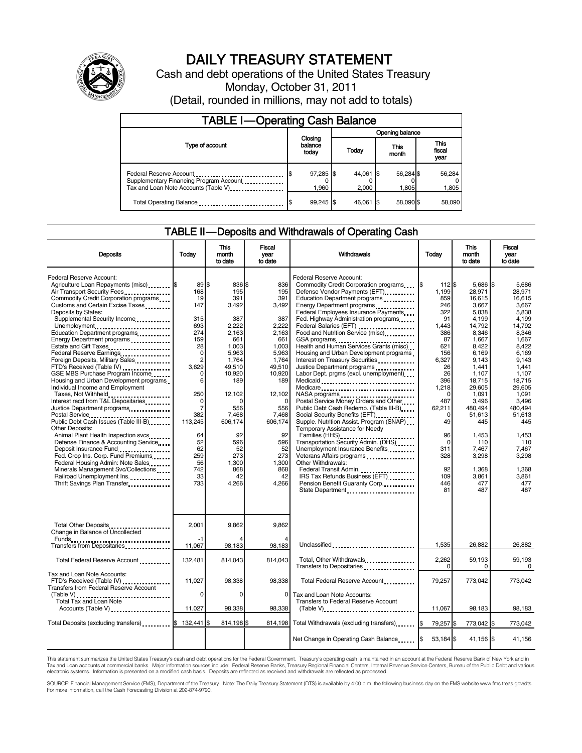# DAILY TREASURY STATEMENT

Cash and debt operations of the United States Treasury

Monday, October 31, 2011

(Detail, rounded in millions, may not add to totals)

## TABLE I—Operating Cash Balance

| Type of account | Closing balance today | Opening balance Today | Opening balance This month | Opening balance This fiscal year |
|---|---|---|---|---|
| Federal Reserve Account | $ 97,285 | $ 44,061 | $ 56,284 | $ 56,284 |
| Supplementary Financing Program Account | 0 | 0 | 0 | 0 |
| Tax and Loan Note Accounts (Table V) | 1,960 | 2,000 | 1,805 | 1,805 |
| Total Operating Balance | $ 99,245 | $ 46,061 | $ 58,090 | $ 58,090 |

## TABLE II—Deposits and Withdrawals of Operating Cash

| Deposits | Today | This month to date | Fiscal year to date |
|---|---|---|---|
| Federal Reserve Account: | | | |
| Agriculture Loan Repayments (misc) | $ 89 | $ 836 | $ 836 |
| Air Transport Security Fees | 168 | 195 | 195 |
| Commodity Credit Corporation programs | 19 | 391 | 391 |
| Customs and Certain Excise Taxes | 147 | 3,492 | 3,492 |
| Deposits by States: | | | |
| Supplemental Security Income | 315 | 387 | 387 |
| Unemployment | 693 | 2,222 | 2,222 |
| Education Department programs | 274 | 2,163 | 2,163 |
| Energy Department programs | 159 | 661 | 661 |
| Estate and Gift Taxes | 28 | 1,003 | 1,003 |
| Federal Reserve Earnings | 0 | 5,963 | 5,963 |
| Foreign Deposits, Military Sales | 2 | 1,764 | 1,764 |
| FTD's Received (Table IV) | 3,629 | 49,510 | 49,510 |
| GSE MBS Purchase Program Income | 0 | 10,920 | 10,920 |
| Housing and Urban Development programs | 6 | 189 | 189 |
| Individual Income and Employment Taxes, Not Withheld | 250 | 12,102 | 12,102 |
| Interest recd from T&L Depositaries | 0 | 0 | 0 |
| Justice Department programs | 7 | 556 | 556 |
| Postal Service | 382 | 7,468 | 7,468 |
| Public Debt Cash Issues (Table III-B) | 113,245 | 606,174 | 606,174 |
| Other Deposits: | | | |
| Animal Plant Health Inspection svcs | 64 | 92 | 92 |
| Defense Finance & Accounting Service | 52 | 596 | 596 |
| Deposit Insurance Fund | 62 | 52 | 52 |
| Fed. Crop Ins. Corp. Fund Premiums | 259 | 273 | 273 |
| Federal Housing Admin: Note Sales | 56 | 1,300 | 1,300 |
| Minerals Management Svc/Collections | 742 | 868 | 868 |
| Railroad Unemployment Ins. | 33 | 42 | 42 |
| Thrift Savings Plan Transfer | 733 | 4,266 | 4,266 |
| Total Other Deposits | 2,001 | 9,862 | 9,862 |
| Change in Balance of Uncollected Funds | -1 | 4 | 4 |
| Transfers from Depositaries | 11,067 | 98,183 | 98,183 |
| Total Federal Reserve Account | 132,481 | 814,043 | 814,043 |
| Tax and Loan Note Accounts: | | | |
| FTD's Received (Table IV) | 11,027 | 98,338 | 98,338 |
| Transfers from Federal Reserve Account (Table V) | 0 | 0 | 0 |
| Total Tax and Loan Note Accounts (Table V) | 11,027 | 98,338 | 98,338 |
| Total Deposits (excluding transfers) | $ 132,441 | $ 814,198 | $ 814,198 |

| Withdrawals | Today | This month to date | Fiscal year to date |
|---|---|---|---|
| Federal Reserve Account: | | | |
| Commodity Credit Corporation programs | $ 112 | $ 5,686 | $ 5,686 |
| Defense Vendor Payments (EFT) | 1,199 | 28,971 | 28,971 |
| Education Department programs | 859 | 16,615 | 16,615 |
| Energy Department programs | 246 | 3,667 | 3,667 |
| Federal Employees Insurance Payments | 322 | 5,838 | 5,838 |
| Fed. Highway Administration programs | 91 | 4,199 | 4,199 |
| Federal Salaries (EFT) | 1,443 | 14,792 | 14,792 |
| Food and Nutrition Service (misc) | 386 | 8,346 | 8,346 |
| GSA programs | 87 | 1,667 | 1,667 |
| Health and Human Services Grants (misc) | 621 | 8,422 | 8,422 |
| Housing and Urban Development programs | 156 | 6,169 | 6,169 |
| Interest on Treasury Securities | 6,327 | 9,143 | 9,143 |
| Justice Department programs | 26 | 1,441 | 1,441 |
| Labor Dept. prgms (excl. unemployment) | 26 | 1,107 | 1,107 |
| Medicaid | 396 | 18,715 | 18,715 |
| Medicare | 1,218 | 29,605 | 29,605 |
| NASA programs | 0 | 1,091 | 1,091 |
| Postal Service Money Orders and Other | 487 | 3,496 | 3,496 |
| Public Debt Cash Redemp. (Table III-B) | 62,211 | 480,494 | 480,494 |
| Social Security Benefits (EFT) | 0 | 51,613 | 51,613 |
| Supple. Nutrition Assist. Program (SNAP) | 49 | 445 | 445 |
| Temporary Assistance for Needy Families (HHS) | 96 | 1,453 | 1,453 |
| Transportation Security Admin. (DHS) | 0 | 110 | 110 |
| Unemployment Insurance Benefits | 311 | 7,467 | 7,467 |
| Veterans Affairs programs | 328 | 3,298 | 3,298 |
| Other Withdrawals: | | | |
| Federal Transit Admin. | 92 | 1,368 | 1,368 |
| IRS Tax Refunds Business (EFT) | 109 | 3,861 | 3,861 |
| Pension Benefit Guaranty Corp. | 446 | 477 | 477 |
| State Department | 81 | 487 | 487 |
| Unclassified | 1,535 | 26,882 | 26,882 |
| Total, Other Withdrawals | 2,262 | 59,193 | 59,193 |
| Transfers to Depositaries | 0 | 0 | 0 |
| Total Federal Reserve Account | 79,257 | 773,042 | 773,042 |
| Tax and Loan Note Accounts: | | | |
| Transfers to Federal Reserve Account (Table V) | 11,067 | 98,183 | 98,183 |
| Total Withdrawals (excluding transfers) | $ 79,257 | $ 773,042 | $ 773,042 |
| Net Change in Operating Cash Balance | $ 53,184 | $ 41,156 | $ 41,156 |

This statement summarizes the United States Treasury's cash and debt operations for the Federal Government. Treasury's operating cash is maintained in an account at the Federal Reserve Bank of New York and in Tax and Loan accounts at commercial banks. Major information sources include: Federal Reserve Banks, Treasury Regional Financial Centers, Internal Revenue Service Centers, Bureau of the Public Debt and various electronic systems. Information is presented on a modified cash basis. Deposits are reflected as received and withdrawals are reflected as processed.

SOURCE: Financial Management Service (FMS), Department of the Treasury. Note: The Daily Treasury Statement (DTS) is available by 4:00 p.m. the following business day on the FMS website www.fms.treas.gov/dts. For more information, call the Cash Forecasting Division at 202-874-9790.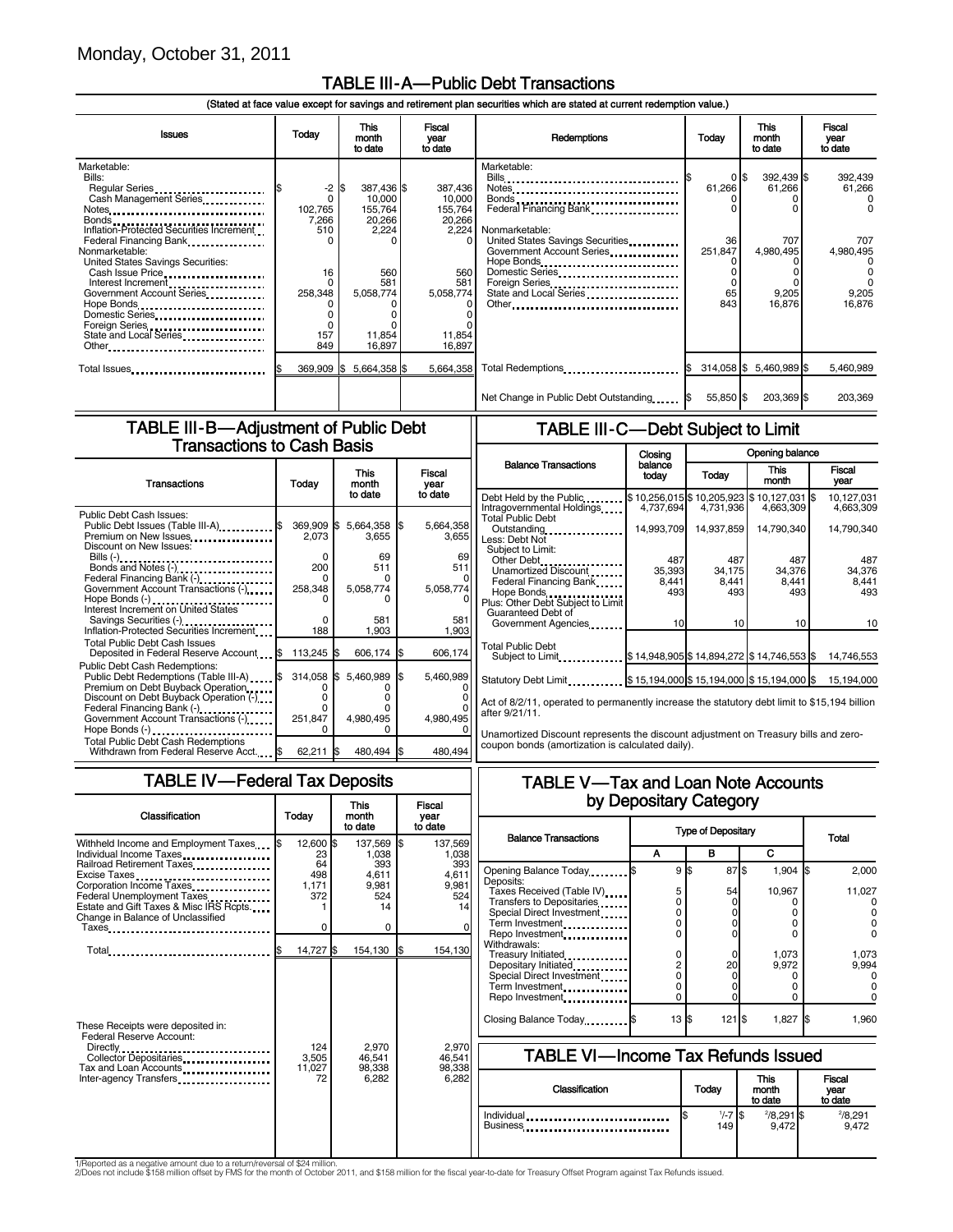Monday, October 31, 2011

## TABLE III-A—Public Debt Transactions

(Stated at face value except for savings and retirement plan securities which are stated at current redemption value.)

| Issues | Today | This month to date | Fiscal year to date | Redemptions | Today | This month to date | Fiscal year to date |
|---|---|---|---|---|---|---|---|
| Marketable: | | | | Marketable: | | | |
| Bills: | | | | Bills | $ 0 | $ 392,439 | $ 392,439 |
| Regular Series | $ -2 | $ 387,436 | $ 387,436 | Notes | 61,266 | 61,266 | 61,266 |
| Cash Management Series | 0 | 10,000 | 10,000 | Bonds | 0 | 0 | 0 |
| Notes | 102,765 | 155,764 | 155,764 | Federal Financing Bank | 0 | 0 | 0 |
| Bonds | 7,266 | 20,266 | 20,266 | | | | |
| Inflation-Protected Securities Increment | 510 | 2,224 | 2,224 | Nonmarketable: | | | |
| Federal Financing Bank | 0 | 0 | 0 | United States Savings Securities | 36 | 707 | 707 |
| Nonmarketable: | | | | Government Account Series | 251,847 | 4,980,495 | 4,980,495 |
| United States Savings Securities: | | | | Hope Bonds | 0 | 0 | 0 |
| Cash Issue Price | 16 | 560 | 560 | Domestic Series | 0 | 0 | 0 |
| Interest Increment | 0 | 581 | 581 | Foreign Series | 0 | 0 | 0 |
| Government Account Series | 258,348 | 5,058,774 | 5,058,774 | State and Local Series | 65 | 9,205 | 9,205 |
| Hope Bonds | 0 | 0 | 0 | Other | 843 | 16,876 | 16,876 |
| Domestic Series | 0 | 0 | 0 | | | | |
| Foreign Series | 0 | 0 | 0 | | | | |
| State and Local Series | 157 | 11,854 | 11,854 | | | | |
| Other | 849 | 16,897 | 16,897 | | | | |
| Total Issues | $ 369,909 | $ 5,664,358 | $ 5,664,358 | Total Redemptions | $ 314,058 | $ 5,460,989 | $ 5,460,989 |
| | | | | Net Change in Public Debt Outstanding | $ 55,850 | $ 203,369 | $ 203,369 |

## TABLE III-B—Adjustment of Public Debt Transactions to Cash Basis

| Transactions | Today | This month to date | Fiscal year to date |
|---|---|---|---|
| Public Debt Cash Issues: | | | |
| Public Debt Issues (Table III-A) | $ 369,909 | $ 5,664,358 | $ 5,664,358 |
| Premium on New Issues | 2,073 | 3,655 | 3,655 |
| Discount on New Issues: | | | |
| Bills (-) | 0 | 69 | 69 |
| Bonds and Notes (-) | 200 | 511 | 511 |
| Federal Financing Bank (-) | 0 | 0 | 0 |
| Government Account Transactions (-) | 258,348 | 5,058,774 | 5,058,774 |
| Hope Bonds (-) | 0 | 0 | 0 |
| Interest Increment on United States Savings Securities (-) | 0 | 581 | 581 |
| Inflation-Protected Securities Increment | 188 | 1,903 | 1,903 |
| Total Public Debt Cash Issues Deposited in Federal Reserve Account | $ 113,245 | $ 606,174 | $ 606,174 |
| Public Debt Cash Redemptions: | | | |
| Public Debt Redemptions (Table III-A) | $ 314,058 | $ 5,460,989 | $ 5,460,989 |
| Premium on Debt Buyback Operation | 0 | 0 | 0 |
| Discount on Debt Buyback Operation (-) | 0 | 0 | 0 |
| Federal Financing Bank (-) | 0 | 0 | 0 |
| Government Account Transactions (-) | 251,847 | 4,980,495 | 4,980,495 |
| Hope Bonds (-) | 0 | 0 | 0 |
| Total Public Debt Cash Redemptions Withdrawn from Federal Reserve Acct. | $ 62,211 | $ 480,494 | $ 480,494 |

## TABLE III-C—Debt Subject to Limit

| Balance Transactions | Closing balance today | Opening balance Today | Opening balance This month | Opening balance Fiscal year |
|---|---|---|---|---|
| Debt Held by the Public | $ 10,256,015 | $ 10,205,923 | $ 10,127,031 | $ 10,127,031 |
| Intragovernmental Holdings | 4,737,694 | 4,731,936 | 4,663,309 | 4,663,309 |
| Total Public Debt Outstanding | 14,993,709 | 14,937,859 | 14,790,340 | 14,790,340 |
| Less: Debt Not Subject to Limit: | | | | |
| Other Debt | 487 | 487 | 487 | 487 |
| Unamortized Discount | 35,393 | 34,175 | 34,376 | 34,376 |
| Federal Financing Bank | 8,441 | 8,441 | 8,441 | 8,441 |
| Hope Bonds | 493 | 493 | 493 | 493 |
| Plus: Other Debt Subject to Limit Guaranteed Debt of Government Agencies | 10 | 10 | 10 | 10 |
| Total Public Debt Subject to Limit | $ 14,948,905 | $ 14,894,272 | $ 14,746,553 | $ 14,746,553 |
| Statutory Debt Limit | $ 15,194,000 | $ 15,194,000 | $ 15,194,000 | $ 15,194,000 |

Act of 8/2/11, operated to permanently increase the statutory debt limit to $15,194 billion after 9/21/11.

Unamortized Discount represents the discount adjustment on Treasury bills and zero-coupon bonds (amortization is calculated daily).

## TABLE IV—Federal Tax Deposits

| Classification | Today | This month to date | Fiscal year to date |
|---|---|---|---|
| Withheld Income and Employment Taxes | $ 12,600 | $ 137,569 | $ 137,569 |
| Individual Income Taxes | 23 | 1,038 | 1,038 |
| Railroad Retirement Taxes | 64 | 393 | 393 |
| Excise Taxes | 498 | 4,611 | 4,611 |
| Corporation Income Taxes | 1,171 | 9,981 | 9,981 |
| Federal Unemployment Taxes | 372 | 524 | 524 |
| Estate and Gift Taxes & Misc IRS Rcpts. | 1 | 14 | 14 |
| Change in Balance of Unclassified Taxes | 0 | 0 | 0 |
| Total | $ 14,727 | $ 154,130 | $ 154,130 |
| These Receipts were deposited in: | | | |
| Federal Reserve Account: | | | |
| Directly | 124 | 2,970 | 2,970 |
| Collector Depositaries | 3,505 | 46,541 | 46,541 |
| Tax and Loan Accounts | 11,027 | 98,338 | 98,338 |
| Inter-agency Transfers | 72 | 6,282 | 6,282 |

## TABLE V—Tax and Loan Note Accounts by Depositary Category

| Balance Transactions | A | B | C | Total |
|---|---|---|---|---|
| Opening Balance Today | $ 9 | $ 87 | $ 1,904 | $ 2,000 |
| Deposits: | | | | |
| Taxes Received (Table IV) | 5 | 54 | 10,967 | 11,027 |
| Transfers to Depositaries | 0 | 0 | 0 | 0 |
| Special Direct Investment | 0 | 0 | 0 | 0 |
| Term Investment | 0 | 0 | 0 | 0 |
| Repo Investment | 0 | 0 | 0 | 0 |
| Withdrawals: | | | | |
| Treasury Initiated | 0 | 0 | 1,073 | 1,073 |
| Depositary Initiated | 2 | 20 | 9,972 | 9,994 |
| Special Direct Investment | 0 | 0 | 0 | 0 |
| Term Investment | 0 | 0 | 0 | 0 |
| Repo Investment | 0 | 0 | 0 | 0 |
| Closing Balance Today | $ 13 | $ 121 | $ 1,827 | $ 1,960 |

## TABLE VI—Income Tax Refunds Issued

| Classification | Today | This month to date | Fiscal year to date |
|---|---|---|---|
| Individual | $ [1]-7 | $ [2]8,291 | $ [2]8,291 |
| Business | 149 | 9,472 | 9,472 |

1/Reported as a negative amount due to a return/reversal of $24 million.
2/Does not include $158 million offset by FMS for the month of October 2011, and $158 million for the fiscal year-to-date for Treasury Offset Program against Tax Refunds issued.